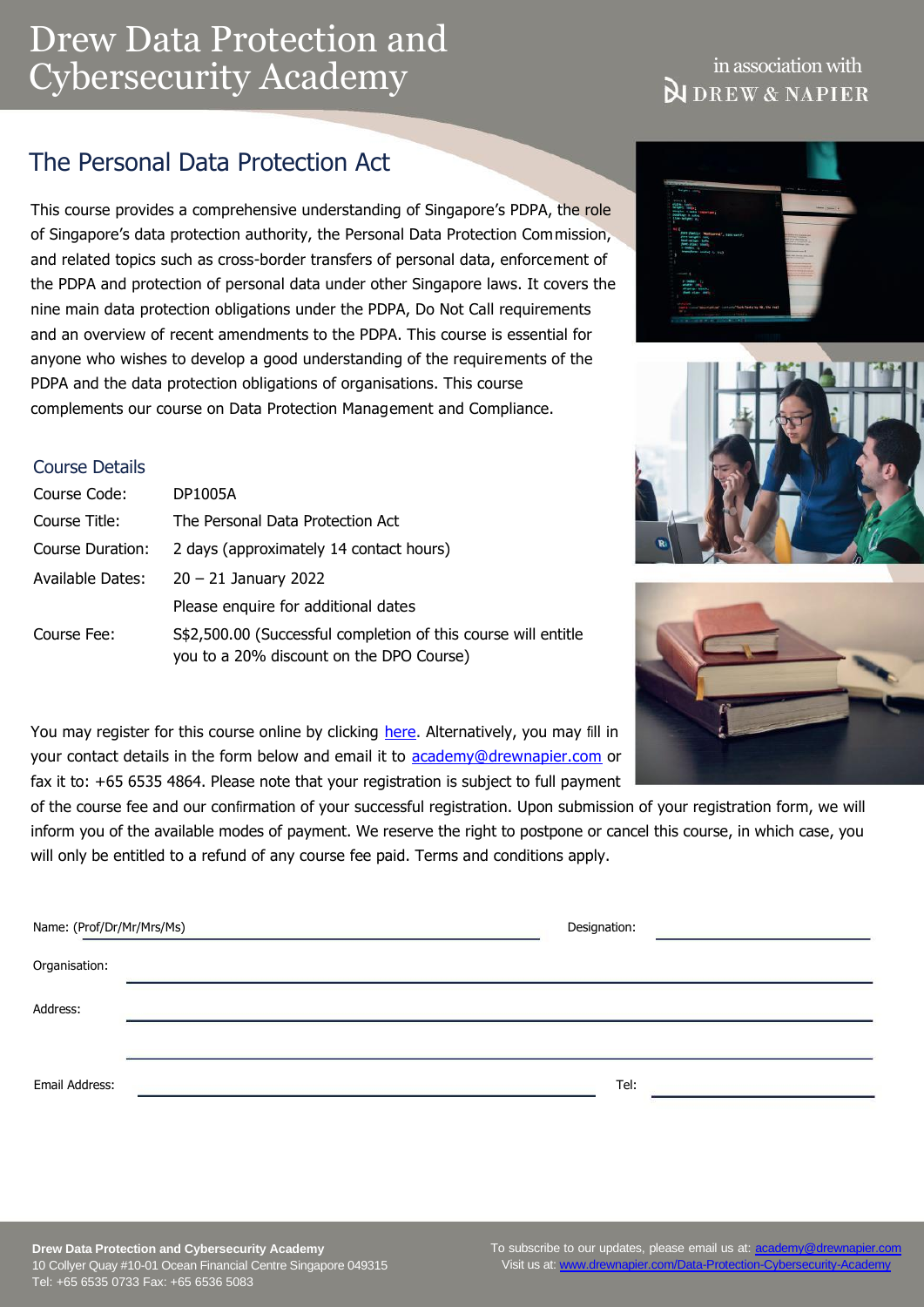# Drew Data Protection and Cybersecurity Academy

in association with DREW & NAPIER

## The Personal Data Protection Act

This course provides a comprehensive understanding of Singapore's PDPA, the role of Singapore's data protection authority, the Personal Data Protection Commission, and related topics such as cross-border transfers of personal data, enforcement of the PDPA and protection of personal data under other Singapore laws. It covers the nine main data protection obligations under the PDPA, Do Not Call requirements and an overview of recent amendments to the PDPA. This course is essential for anyone who wishes to develop a good understanding of the requirements of the PDPA and the data protection obligations of organisations. This course complements our course on Data Protection Management and Compliance.

### Course Details

| | |
|---|---|
| Course Code: | DP1005A |
| Course Title: | The Personal Data Protection Act |
| Course Duration: | 2 days (approximately 14 contact hours) |
| Available Dates: | 20 – 21 January 2022 |
| | Please enquire for additional dates |
| Course Fee: | S$2,500.00 (Successful completion of this course will entitle you to a 20% discount on the DPO Course) |

You may register for this course online by clicking here. Alternatively, you may fill in your contact details in the form below and email it to academy@drewnapier.com or fax it to: +65 6535 4864. Please note that your registration is subject to full payment of the course fee and our confirmation of your successful registration. Upon submission of your registration form, we will inform you of the available modes of payment. We reserve the right to postpone or cancel this course, in which case, you will only be entitled to a refund of any course fee paid. Terms and conditions apply.

Name: (Prof/Dr/Mr/Mrs/Ms) ______________________ Designation: ______________

Organisation: ______________________________________________

Address: ______________________________________________

______________________________________________

Email Address: ______________________ Tel: ______________

**Drew Data Protection and Cybersecurity Academy**
10 Collyer Quay #10-01 Ocean Financial Centre Singapore 049315
Tel: +65 6535 0733 Fax: +65 6536 5083

To subscribe to our updates, please email us at: academy@drewnapier.com
Visit us at: www.drewnapier.com/Data-Protection-Cybersecurity-Academy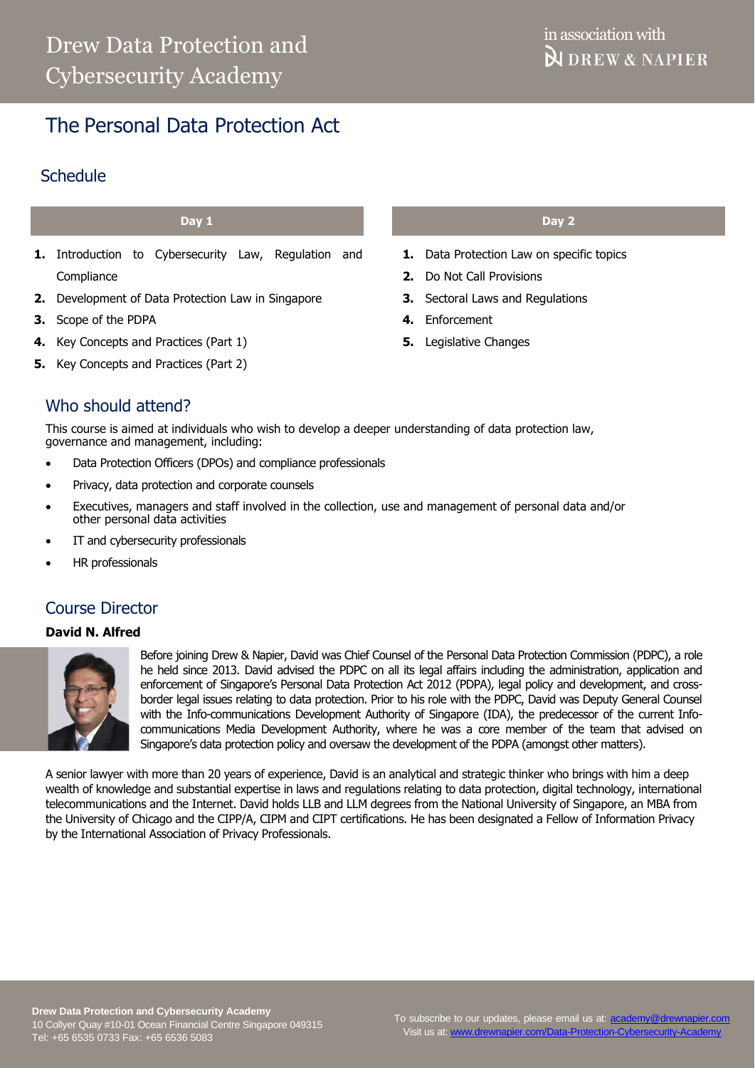# Drew Data Protection and Cybersecurity Academy

in association with DREW & NAPIER

## The Personal Data Protection Act

### Schedule

**Day 1**

1. Introduction to Cybersecurity Law, Regulation and Compliance
2. Development of Data Protection Law in Singapore
3. Scope of the PDPA
4. Key Concepts and Practices (Part 1)
5. Key Concepts and Practices (Part 2)

**Day 2**

1. Data Protection Law on specific topics
2. Do Not Call Provisions
3. Sectoral Laws and Regulations
4. Enforcement
5. Legislative Changes

## Who should attend?

This course is aimed at individuals who wish to develop a deeper understanding of data protection law, governance and management, including:

- Data Protection Officers (DPOs) and compliance professionals
- Privacy, data protection and corporate counsels
- Executives, managers and staff involved in the collection, use and management of personal data and/or other personal data activities
- IT and cybersecurity professionals
- HR professionals

## Course Director

**David N. Alfred**

Before joining Drew & Napier, David was Chief Counsel of the Personal Data Protection Commission (PDPC), a role he held since 2013. David advised the PDPC on all its legal affairs including the administration, application and enforcement of Singapore's Personal Data Protection Act 2012 (PDPA), legal policy and development, and cross-border legal issues relating to data protection. Prior to his role with the PDPC, David was Deputy General Counsel with the Info-communications Development Authority of Singapore (IDA), the predecessor of the current Info-communications Media Development Authority, where he was a core member of the team that advised on Singapore's data protection policy and oversaw the development of the PDPA (amongst other matters).

A senior lawyer with more than 20 years of experience, David is an analytical and strategic thinker who brings with him a deep wealth of knowledge and substantial expertise in laws and regulations relating to data protection, digital technology, international telecommunications and the Internet. David holds LLB and LLM degrees from the National University of Singapore, an MBA from the University of Chicago and the CIPP/A, CIPM and CIPT certifications. He has been designated a Fellow of Information Privacy by the International Association of Privacy Professionals.

**Drew Data Protection and Cybersecurity Academy**
10 Collyer Quay #10-01 Ocean Financial Centre Singapore 049315
Tel: +65 6535 0733 Fax: +65 6536 5083

To subscribe to our updates, please email us at: academy@drewnapier.com
Visit us at: www.drewnapier.com/Data-Protection-Cybersecurity-Academy